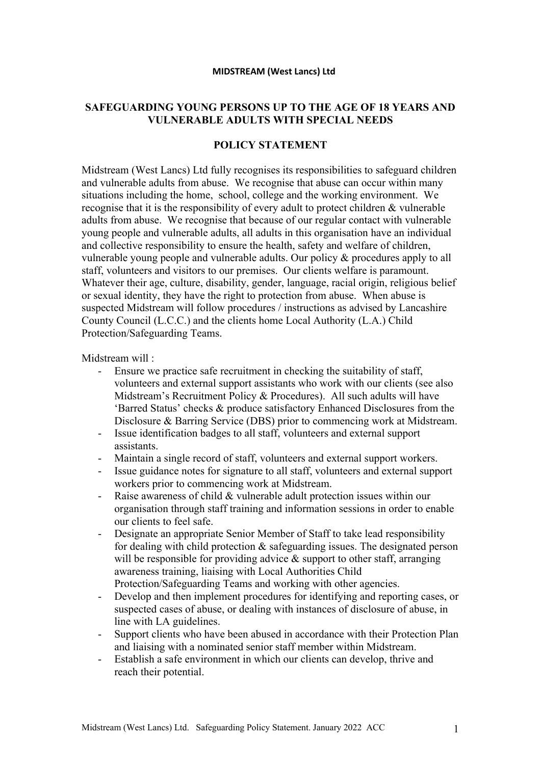**MIDSTREAM (West Lancs) Ltd**

## SAFEGUARDING YOUNG PERSONS UP TO THE AGE OF 18 YEARS AND VULNERABLE ADULTS WITH SPECIAL NEEDS

## POLICY STATEMENT

Midstream (West Lancs) Ltd fully recognises its responsibilities to safeguard children and vulnerable adults from abuse. We recognise that abuse can occur within many situations including the home, school, college and the working environment. We recognise that it is the responsibility of every adult to protect children & vulnerable adults from abuse. We recognise that because of our regular contact with vulnerable young people and vulnerable adults, all adults in this organisation have an individual and collective responsibility to ensure the health, safety and welfare of children, vulnerable young people and vulnerable adults. Our policy & procedures apply to all staff, volunteers and visitors to our premises. Our clients welfare is paramount. Whatever their age, culture, disability, gender, language, racial origin, religious belief or sexual identity, they have the right to protection from abuse. When abuse is suspected Midstream will follow procedures / instructions as advised by Lancashire County Council (L.C.C.) and the clients home Local Authority (L.A.) Child Protection/Safeguarding Teams.

Midstream will :

- Ensure we practice safe recruitment in checking the suitability of staff, volunteers and external support assistants who work with our clients (see also Midstream's Recruitment Policy & Procedures). All such adults will have 'Barred Status' checks & produce satisfactory Enhanced Disclosures from the Disclosure & Barring Service (DBS) prior to commencing work at Midstream.
- Issue identification badges to all staff, volunteers and external support assistants.
- Maintain a single record of staff, volunteers and external support workers.
- Issue guidance notes for signature to all staff, volunteers and external support workers prior to commencing work at Midstream.
- Raise awareness of child & vulnerable adult protection issues within our organisation through staff training and information sessions in order to enable our clients to feel safe.
- Designate an appropriate Senior Member of Staff to take lead responsibility for dealing with child protection & safeguarding issues. The designated person will be responsible for providing advice & support to other staff, arranging awareness training, liaising with Local Authorities Child Protection/Safeguarding Teams and working with other agencies.
- Develop and then implement procedures for identifying and reporting cases, or suspected cases of abuse, or dealing with instances of disclosure of abuse, in line with LA guidelines.
- Support clients who have been abused in accordance with their Protection Plan and liaising with a nominated senior staff member within Midstream.
- Establish a safe environment in which our clients can develop, thrive and reach their potential.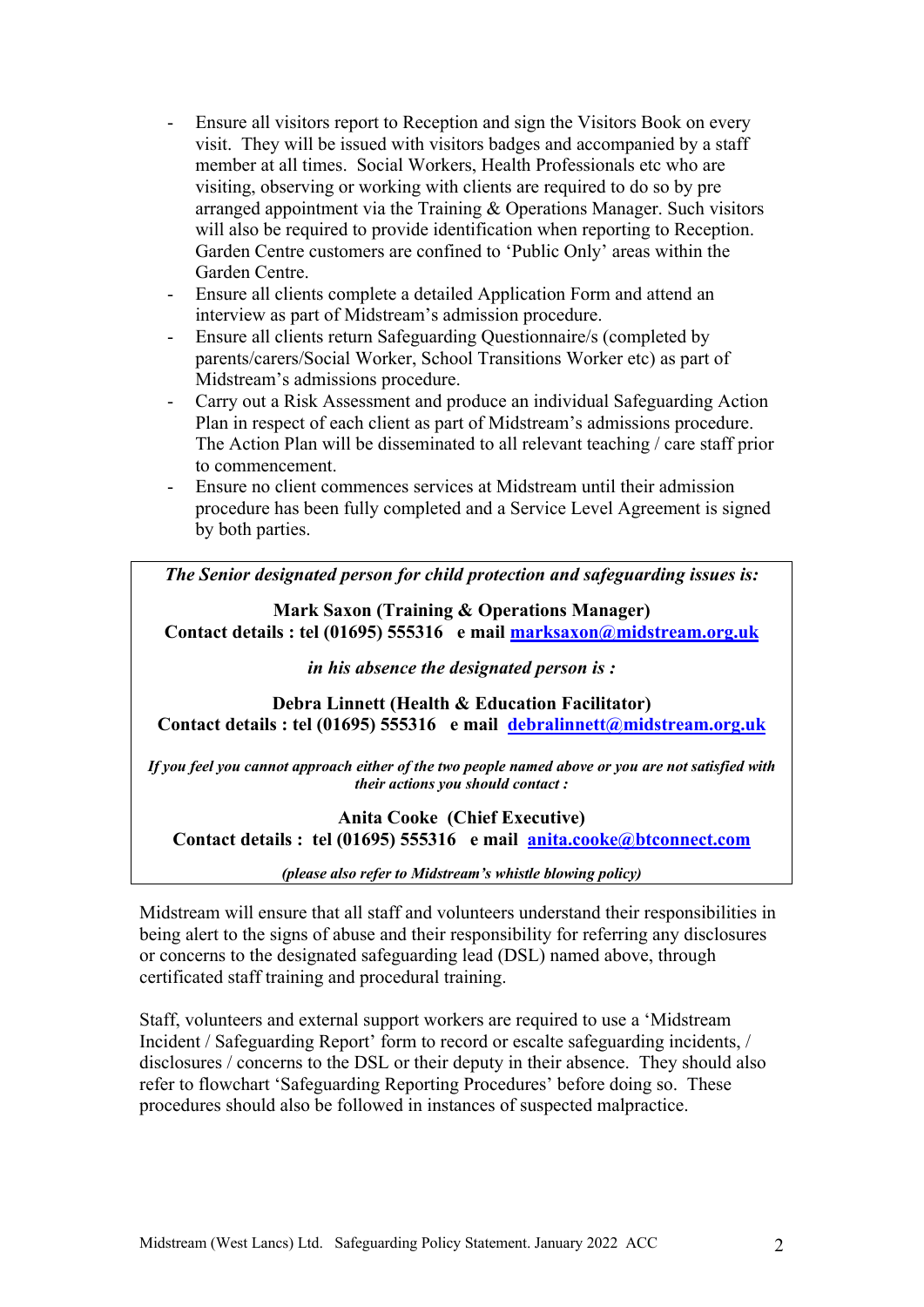- Ensure all visitors report to Reception and sign the Visitors Book on every visit. They will be issued with visitors badges and accompanied by a staff member at all times. Social Workers, Health Professionals etc who are visiting, observing or working with clients are required to do so by pre arranged appointment via the Training & Operations Manager. Such visitors will also be required to provide identification when reporting to Reception. Garden Centre customers are confined to 'Public Only' areas within the Garden Centre.
- Ensure all clients complete a detailed Application Form and attend an interview as part of Midstream's admission procedure.
- Ensure all clients return Safeguarding Questionnaire/s (completed by parents/carers/Social Worker, School Transitions Worker etc) as part of Midstream's admissions procedure.
- Carry out a Risk Assessment and produce an individual Safeguarding Action Plan in respect of each client as part of Midstream's admissions procedure. The Action Plan will be disseminated to all relevant teaching / care staff prior to commencement.
- Ensure no client commences services at Midstream until their admission procedure has been fully completed and a Service Level Agreement is signed by both parties.

***The Senior designated person for child protection and safeguarding issues is:***

**Mark Saxon (Training & Operations Manager)**
**Contact details : tel (01695) 555316 e mail marksaxon@midstream.org.uk**

***in his absence the designated person is :***

**Debra Linnett (Health & Education Facilitator)**
**Contact details : tel (01695) 555316 e mail debralinnett@midstream.org.uk**

***If you feel you cannot approach either of the two people named above or you are not satisfied with their actions you should contact :***

**Anita Cooke (Chief Executive)**
**Contact details : tel (01695) 555316 e mail anita.cooke@btconnect.com**

***(please also refer to Midstream's whistle blowing policy)***

Midstream will ensure that all staff and volunteers understand their responsibilities in being alert to the signs of abuse and their responsibility for referring any disclosures or concerns to the designated safeguarding lead (DSL) named above, through certificated staff training and procedural training.

Staff, volunteers and external support workers are required to use a 'Midstream Incident / Safeguarding Report' form to record or escalte safeguarding incidents, / disclosures / concerns to the DSL or their deputy in their absence. They should also refer to flowchart 'Safeguarding Reporting Procedures' before doing so. These procedures should also be followed in instances of suspected malpractice.